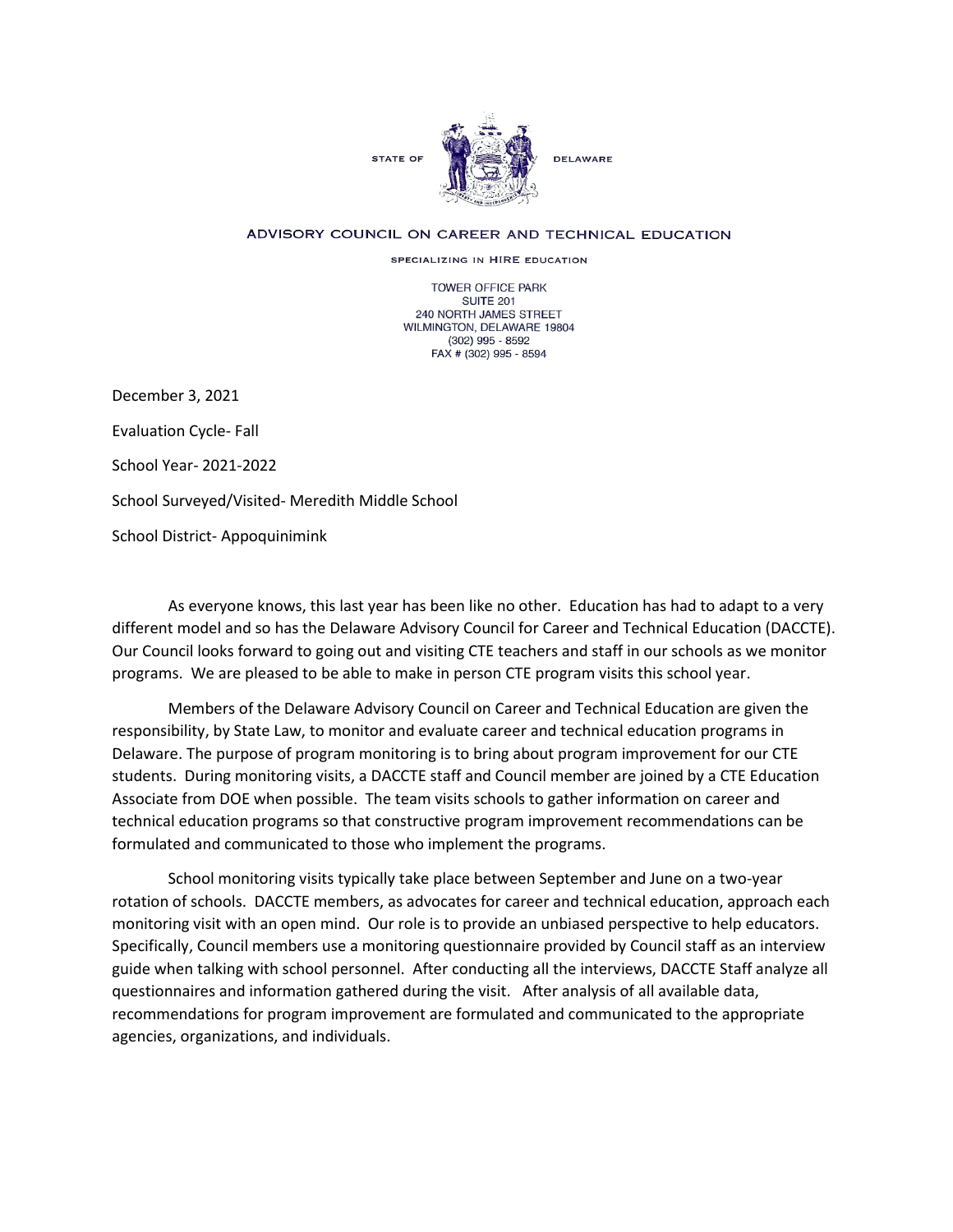STATE OF DELAWARE

ADVISORY COUNCIL ON CAREER AND TECHNICAL EDUCATION

SPECIALIZING IN HIRE EDUCATION

TOWER OFFICE PARK
SUITE 201
240 NORTH JAMES STREET
WILMINGTON, DELAWARE 19804
(302) 995 - 8592
FAX # (302) 995 - 8594

December 3, 2021

Evaluation Cycle- Fall

School Year- 2021-2022

School Surveyed/Visited- Meredith Middle School

School District- Appoquinimink

As everyone knows, this last year has been like no other. Education has had to adapt to a very different model and so has the Delaware Advisory Council for Career and Technical Education (DACCTE). Our Council looks forward to going out and visiting CTE teachers and staff in our schools as we monitor programs. We are pleased to be able to make in person CTE program visits this school year.

Members of the Delaware Advisory Council on Career and Technical Education are given the responsibility, by State Law, to monitor and evaluate career and technical education programs in Delaware. The purpose of program monitoring is to bring about program improvement for our CTE students. During monitoring visits, a DACCTE staff and Council member are joined by a CTE Education Associate from DOE when possible. The team visits schools to gather information on career and technical education programs so that constructive program improvement recommendations can be formulated and communicated to those who implement the programs.

School monitoring visits typically take place between September and June on a two-year rotation of schools. DACCTE members, as advocates for career and technical education, approach each monitoring visit with an open mind. Our role is to provide an unbiased perspective to help educators. Specifically, Council members use a monitoring questionnaire provided by Council staff as an interview guide when talking with school personnel. After conducting all the interviews, DACCTE Staff analyze all questionnaires and information gathered during the visit. After analysis of all available data, recommendations for program improvement are formulated and communicated to the appropriate agencies, organizations, and individuals.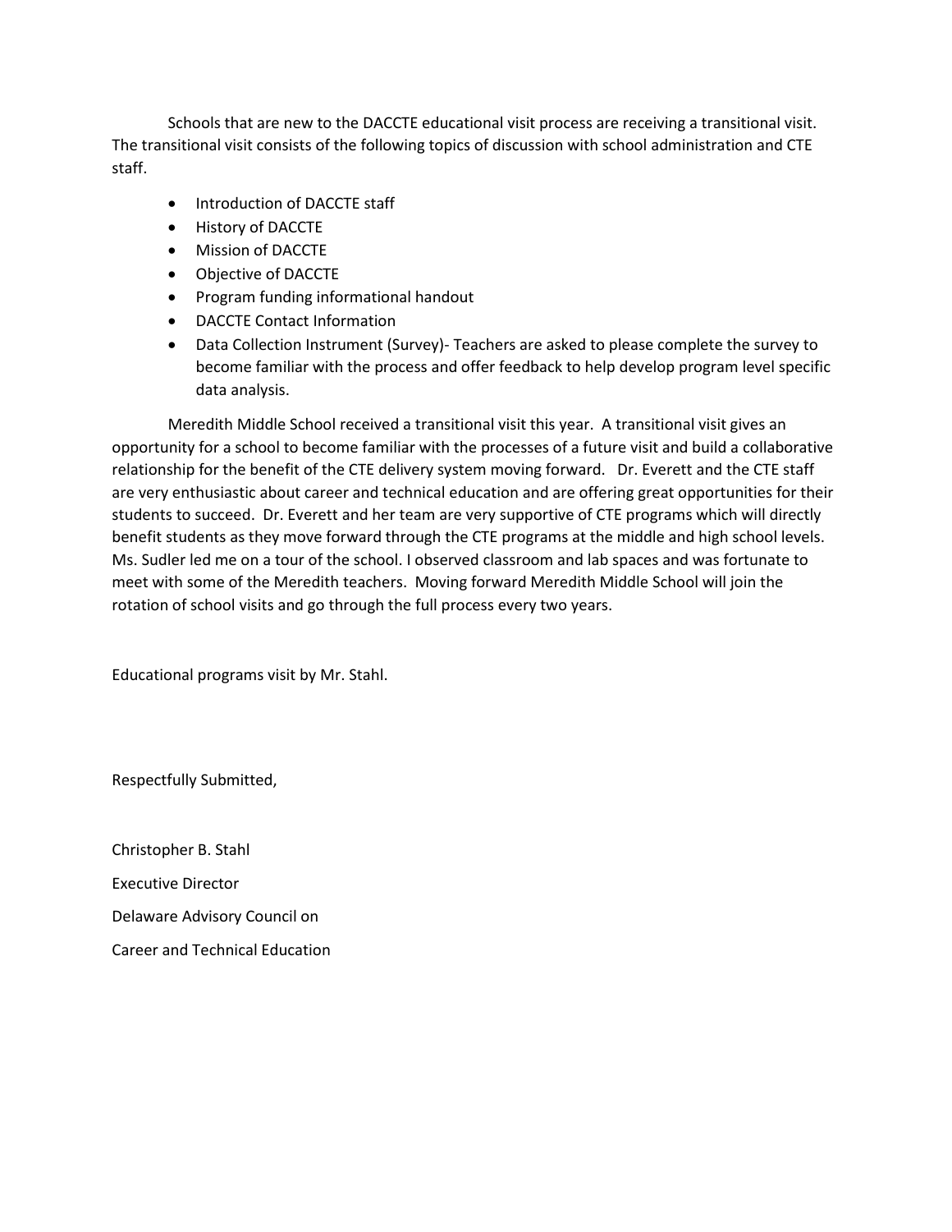Schools that are new to the DACCTE educational visit process are receiving a transitional visit. The transitional visit consists of the following topics of discussion with school administration and CTE staff.

- Introduction of DACCTE staff
- History of DACCTE
- Mission of DACCTE
- Objective of DACCTE
- Program funding informational handout
- DACCTE Contact Information
- Data Collection Instrument (Survey)- Teachers are asked to please complete the survey to become familiar with the process and offer feedback to help develop program level specific data analysis.

Meredith Middle School received a transitional visit this year. A transitional visit gives an opportunity for a school to become familiar with the processes of a future visit and build a collaborative relationship for the benefit of the CTE delivery system moving forward. Dr. Everett and the CTE staff are very enthusiastic about career and technical education and are offering great opportunities for their students to succeed. Dr. Everett and her team are very supportive of CTE programs which will directly benefit students as they move forward through the CTE programs at the middle and high school levels. Ms. Sudler led me on a tour of the school. I observed classroom and lab spaces and was fortunate to meet with some of the Meredith teachers. Moving forward Meredith Middle School will join the rotation of school visits and go through the full process every two years.

Educational programs visit by Mr. Stahl.

Respectfully Submitted,

Christopher B. Stahl

Executive Director

Delaware Advisory Council on

Career and Technical Education